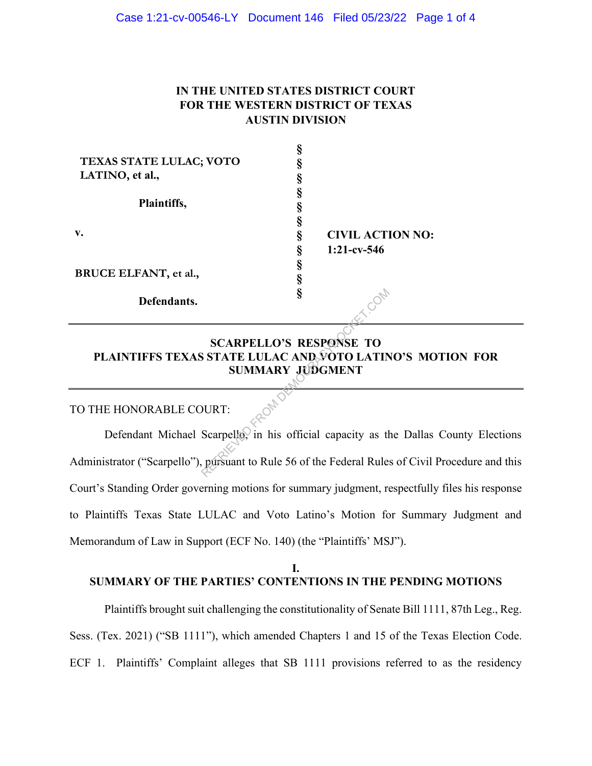**IN THE UNITED STATES DISTRICT COURT**
**FOR THE WESTERN DISTRICT OF TEXAS**
**AUSTIN DIVISION**

| | | |
|---|---|---|
| **TEXAS STATE LULAC; VOTO LATINO, et al.,** | § | |
| **Plaintiffs,** | § | |
| **v.** | § | **CIVIL ACTION NO: 1:21-cv-546** |
| **BRUCE ELFANT, et al.,** | § | |
| **Defendants.** | § | |

---

## SCARPELLO'S RESPONSE TO PLAINTIFFS TEXAS STATE LULAC AND VOTO LATINO'S MOTION FOR SUMMARY JUDGMENT

---

TO THE HONORABLE COURT:

Defendant Michael Scarpello, in his official capacity as the Dallas County Elections Administrator ("Scarpello"), pursuant to Rule 56 of the Federal Rules of Civil Procedure and this Court's Standing Order governing motions for summary judgment, respectfully files his response to Plaintiffs Texas State LULAC and Voto Latino's Motion for Summary Judgment and Memorandum of Law in Support (ECF No. 140) (the "Plaintiffs' MSJ").

## I.
## SUMMARY OF THE PARTIES' CONTENTIONS IN THE PENDING MOTIONS

Plaintiffs brought suit challenging the constitutionality of Senate Bill 1111, 87th Leg., Reg. Sess. (Tex. 2021) ("SB 1111"), which amended Chapters 1 and 15 of the Texas Election Code. ECF 1. Plaintiffs' Complaint alleges that SB 1111 provisions referred to as the residency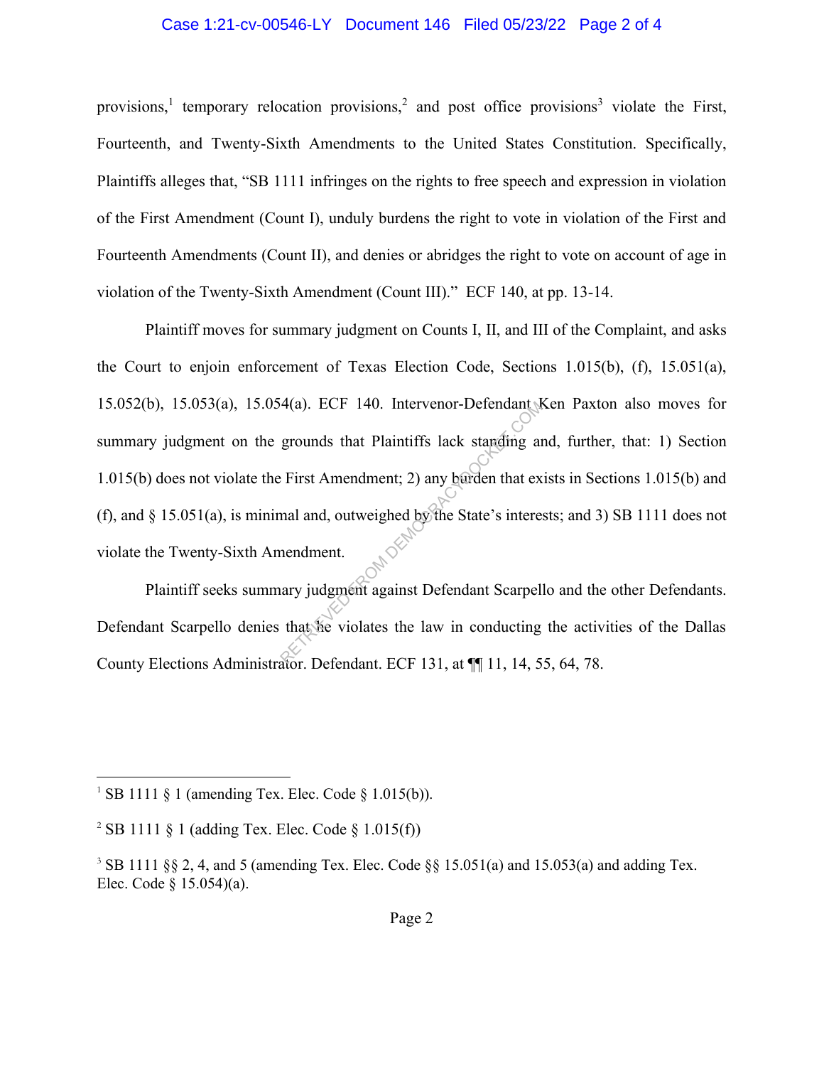provisions,[1] temporary relocation provisions,[2] and post office provisions[3] violate the First, Fourteenth, and Twenty-Sixth Amendments to the United States Constitution. Specifically, Plaintiffs alleges that, "SB 1111 infringes on the rights to free speech and expression in violation of the First Amendment (Count I), unduly burdens the right to vote in violation of the First and Fourteenth Amendments (Count II), and denies or abridges the right to vote on account of age in violation of the Twenty-Sixth Amendment (Count III)." ECF 140, at pp. 13-14.

Plaintiff moves for summary judgment on Counts I, II, and III of the Complaint, and asks the Court to enjoin enforcement of Texas Election Code, Sections 1.015(b), (f), 15.051(a), 15.052(b), 15.053(a), 15.054(a). ECF 140. Intervenor-Defendant Ken Paxton also moves for summary judgment on the grounds that Plaintiffs lack standing and, further, that: 1) Section 1.015(b) does not violate the First Amendment; 2) any burden that exists in Sections 1.015(b) and (f), and § 15.051(a), is minimal and, outweighed by the State's interests; and 3) SB 1111 does not violate the Twenty-Sixth Amendment.

Plaintiff seeks summary judgment against Defendant Scarpello and the other Defendants. Defendant Scarpello denies that he violates the law in conducting the activities of the Dallas County Elections Administrator. Defendant. ECF 131, at ¶¶ 11, 14, 55, 64, 78.

---

[1] SB 1111 § 1 (amending Tex. Elec. Code § 1.015(b)).

[2] SB 1111 § 1 (adding Tex. Elec. Code § 1.015(f))

[3] SB 1111 §§ 2, 4, and 5 (amending Tex. Elec. Code §§ 15.051(a) and 15.053(a) and adding Tex. Elec. Code § 15.054)(a).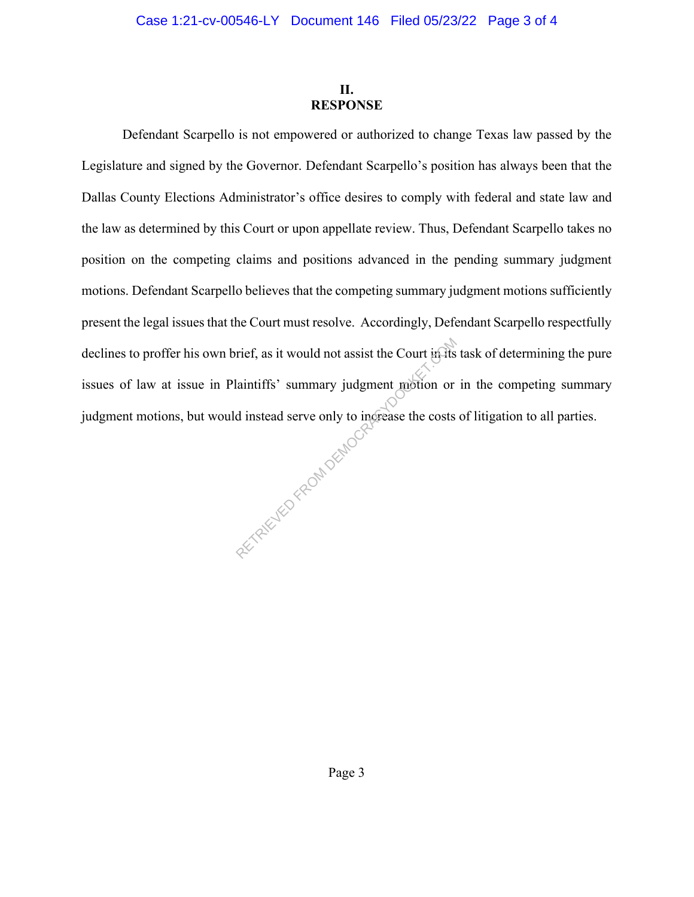## II.
## RESPONSE

Defendant Scarpello is not empowered or authorized to change Texas law passed by the Legislature and signed by the Governor. Defendant Scarpello's position has always been that the Dallas County Elections Administrator's office desires to comply with federal and state law and the law as determined by this Court or upon appellate review. Thus, Defendant Scarpello takes no position on the competing claims and positions advanced in the pending summary judgment motions. Defendant Scarpello believes that the competing summary judgment motions sufficiently present the legal issues that the Court must resolve. Accordingly, Defendant Scarpello respectfully declines to proffer his own brief, as it would not assist the Court in its task of determining the pure issues of law at issue in Plaintiffs' summary judgment motion or in the competing summary judgment motions, but would instead serve only to increase the costs of litigation to all parties.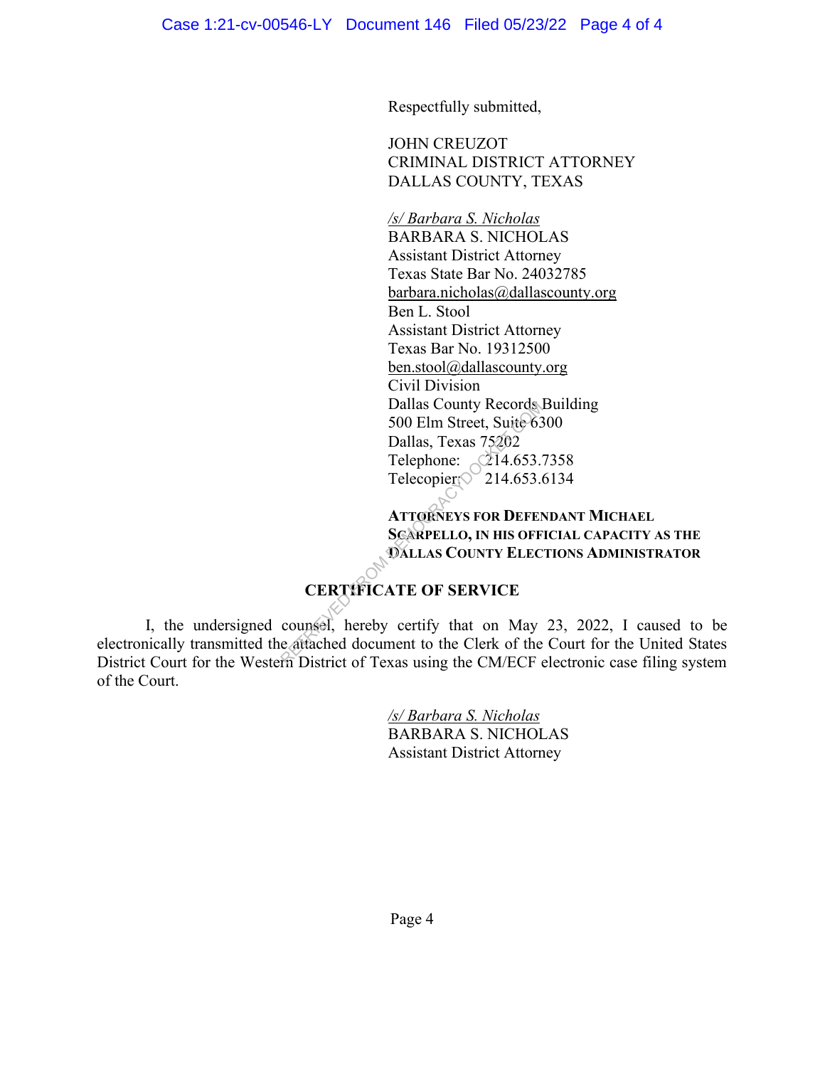Respectfully submitted,

JOHN CREUZOT
CRIMINAL DISTRICT ATTORNEY
DALLAS COUNTY, TEXAS

*/s/ Barbara S. Nicholas*
BARBARA S. NICHOLAS
Assistant District Attorney
Texas State Bar No. 24032785
barbara.nicholas@dallascounty.org
Ben L. Stool
Assistant District Attorney
Texas Bar No. 19312500
ben.stool@dallascounty.org
Civil Division
Dallas County Records Building
500 Elm Street, Suite 6300
Dallas, Texas 75202
Telephone: 214.653.7358
Telecopier: 214.653.6134

**ATTORNEYS FOR DEFENDANT MICHAEL SCARPELLO, IN HIS OFFICIAL CAPACITY AS THE DALLAS COUNTY ELECTIONS ADMINISTRATOR**

## CERTIFICATE OF SERVICE

I, the undersigned counsel, hereby certify that on May 23, 2022, I caused to be electronically transmitted the attached document to the Clerk of the Court for the United States District Court for the Western District of Texas using the CM/ECF electronic case filing system of the Court.

*/s/ Barbara S. Nicholas*
BARBARA S. NICHOLAS
Assistant District Attorney